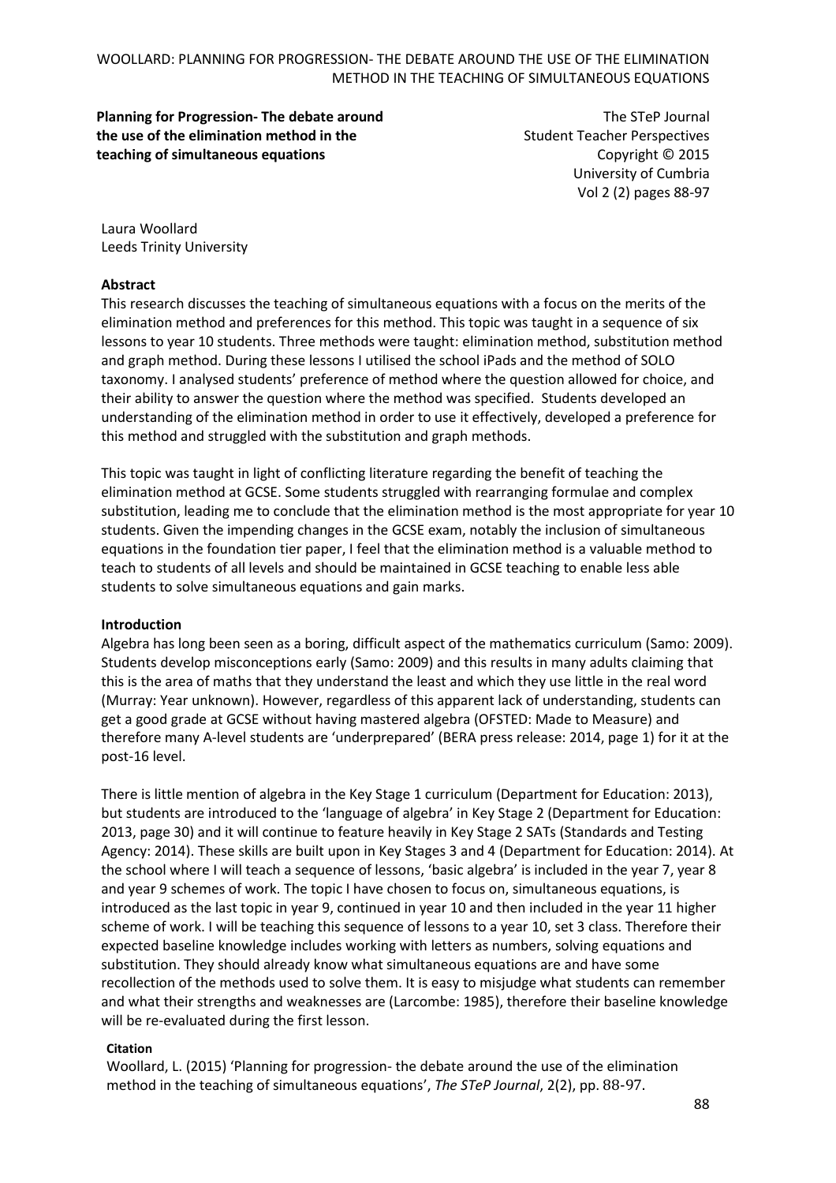**Planning for Progression- The debate around the use of the elimination method in the teaching of simultaneous equations**

The STeP Journal
Student Teacher Perspectives
Copyright © 2015
University of Cumbria
Vol 2 (2) pages 88-97

Laura Woollard
Leeds Trinity University

**Abstract**

This research discusses the teaching of simultaneous equations with a focus on the merits of the elimination method and preferences for this method. This topic was taught in a sequence of six lessons to year 10 students. Three methods were taught: elimination method, substitution method and graph method. During these lessons I utilised the school iPads and the method of SOLO taxonomy. I analysed students' preference of method where the question allowed for choice, and their ability to answer the question where the method was specified. Students developed an understanding of the elimination method in order to use it effectively, developed a preference for this method and struggled with the substitution and graph methods.

This topic was taught in light of conflicting literature regarding the benefit of teaching the elimination method at GCSE. Some students struggled with rearranging formulae and complex substitution, leading me to conclude that the elimination method is the most appropriate for year 10 students. Given the impending changes in the GCSE exam, notably the inclusion of simultaneous equations in the foundation tier paper, I feel that the elimination method is a valuable method to teach to students of all levels and should be maintained in GCSE teaching to enable less able students to solve simultaneous equations and gain marks.

**Introduction**

Algebra has long been seen as a boring, difficult aspect of the mathematics curriculum (Samo: 2009). Students develop misconceptions early (Samo: 2009) and this results in many adults claiming that this is the area of maths that they understand the least and which they use little in the real word (Murray: Year unknown). However, regardless of this apparent lack of understanding, students can get a good grade at GCSE without having mastered algebra (OFSTED: Made to Measure) and therefore many A-level students are 'underprepared' (BERA press release: 2014, page 1) for it at the post-16 level.

There is little mention of algebra in the Key Stage 1 curriculum (Department for Education: 2013), but students are introduced to the 'language of algebra' in Key Stage 2 (Department for Education: 2013, page 30) and it will continue to feature heavily in Key Stage 2 SATs (Standards and Testing Agency: 2014). These skills are built upon in Key Stages 3 and 4 (Department for Education: 2014). At the school where I will teach a sequence of lessons, 'basic algebra' is included in the year 7, year 8 and year 9 schemes of work. The topic I have chosen to focus on, simultaneous equations, is introduced as the last topic in year 9, continued in year 10 and then included in the year 11 higher scheme of work. I will be teaching this sequence of lessons to a year 10, set 3 class. Therefore their expected baseline knowledge includes working with letters as numbers, solving equations and substitution. They should already know what simultaneous equations are and have some recollection of the methods used to solve them. It is easy to misjudge what students can remember and what their strengths and weaknesses are (Larcombe: 1985), therefore their baseline knowledge will be re-evaluated during the first lesson.

**Citation**

Woollard, L. (2015) 'Planning for progression- the debate around the use of the elimination method in the teaching of simultaneous equations', *The STeP Journal*, 2(2), pp. 88-97.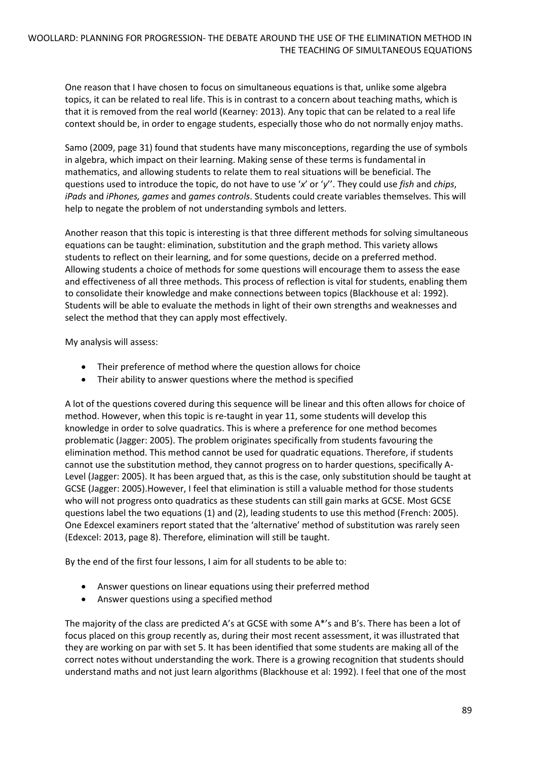One reason that I have chosen to focus on simultaneous equations is that, unlike some algebra topics, it can be related to real life. This is in contrast to a concern about teaching maths, which is that it is removed from the real world (Kearney: 2013). Any topic that can be related to a real life context should be, in order to engage students, especially those who do not normally enjoy maths.

Samo (2009, page 31) found that students have many misconceptions, regarding the use of symbols in algebra, which impact on their learning. Making sense of these terms is fundamental in mathematics, and allowing students to relate them to real situations will be beneficial. The questions used to introduce the topic, do not have to use '*x*' or '*y*''. They could use *fish* and *chips*, *iPads* and *iPhones, games* and *games controls*. Students could create variables themselves. This will help to negate the problem of not understanding symbols and letters.

Another reason that this topic is interesting is that three different methods for solving simultaneous equations can be taught: elimination, substitution and the graph method. This variety allows students to reflect on their learning, and for some questions, decide on a preferred method. Allowing students a choice of methods for some questions will encourage them to assess the ease and effectiveness of all three methods. This process of reflection is vital for students, enabling them to consolidate their knowledge and make connections between topics (Blackhouse et al: 1992). Students will be able to evaluate the methods in light of their own strengths and weaknesses and select the method that they can apply most effectively.

My analysis will assess:

- Their preference of method where the question allows for choice
- Their ability to answer questions where the method is specified

A lot of the questions covered during this sequence will be linear and this often allows for choice of method. However, when this topic is re-taught in year 11, some students will develop this knowledge in order to solve quadratics. This is where a preference for one method becomes problematic (Jagger: 2005). The problem originates specifically from students favouring the elimination method. This method cannot be used for quadratic equations. Therefore, if students cannot use the substitution method, they cannot progress on to harder questions, specifically A-Level (Jagger: 2005). It has been argued that, as this is the case, only substitution should be taught at GCSE (Jagger: 2005).However, I feel that elimination is still a valuable method for those students who will not progress onto quadratics as these students can still gain marks at GCSE. Most GCSE questions label the two equations (1) and (2), leading students to use this method (French: 2005). One Edexcel examiners report stated that the 'alternative' method of substitution was rarely seen (Edexcel: 2013, page 8). Therefore, elimination will still be taught.

By the end of the first four lessons, I aim for all students to be able to:

- Answer questions on linear equations using their preferred method
- Answer questions using a specified method

The majority of the class are predicted A's at GCSE with some A*'s and B's. There has been a lot of focus placed on this group recently as, during their most recent assessment, it was illustrated that they are working on par with set 5. It has been identified that some students are making all of the correct notes without understanding the work. There is a growing recognition that students should understand maths and not just learn algorithms (Blackhouse et al: 1992). I feel that one of the most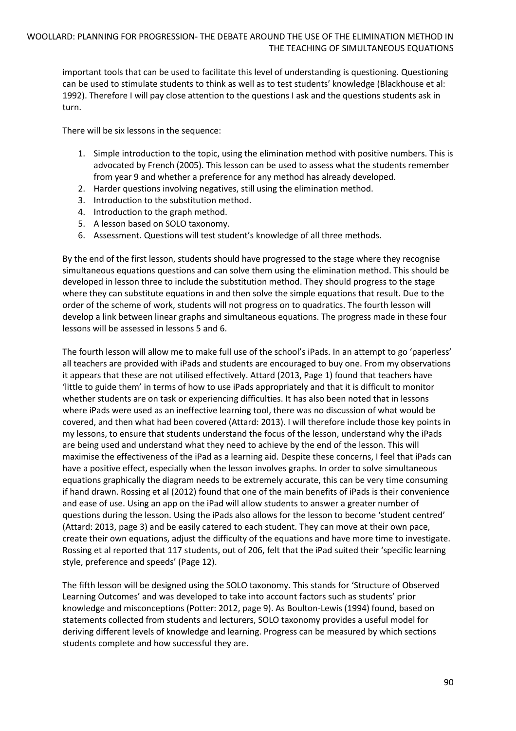important tools that can be used to facilitate this level of understanding is questioning. Questioning can be used to stimulate students to think as well as to test students' knowledge (Blackhouse et al: 1992). Therefore I will pay close attention to the questions I ask and the questions students ask in turn.

There will be six lessons in the sequence:

1. Simple introduction to the topic, using the elimination method with positive numbers. This is advocated by French (2005). This lesson can be used to assess what the students remember from year 9 and whether a preference for any method has already developed.
2. Harder questions involving negatives, still using the elimination method.
3. Introduction to the substitution method.
4. Introduction to the graph method.
5. A lesson based on SOLO taxonomy.
6. Assessment. Questions will test student's knowledge of all three methods.

By the end of the first lesson, students should have progressed to the stage where they recognise simultaneous equations questions and can solve them using the elimination method. This should be developed in lesson three to include the substitution method. They should progress to the stage where they can substitute equations in and then solve the simple equations that result. Due to the order of the scheme of work, students will not progress on to quadratics. The fourth lesson will develop a link between linear graphs and simultaneous equations. The progress made in these four lessons will be assessed in lessons 5 and 6.

The fourth lesson will allow me to make full use of the school's iPads. In an attempt to go 'paperless' all teachers are provided with iPads and students are encouraged to buy one. From my observations it appears that these are not utilised effectively. Attard (2013, Page 1) found that teachers have 'little to guide them' in terms of how to use iPads appropriately and that it is difficult to monitor whether students are on task or experiencing difficulties. It has also been noted that in lessons where iPads were used as an ineffective learning tool, there was no discussion of what would be covered, and then what had been covered (Attard: 2013). I will therefore include those key points in my lessons, to ensure that students understand the focus of the lesson, understand why the iPads are being used and understand what they need to achieve by the end of the lesson. This will maximise the effectiveness of the iPad as a learning aid. Despite these concerns, I feel that iPads can have a positive effect, especially when the lesson involves graphs. In order to solve simultaneous equations graphically the diagram needs to be extremely accurate, this can be very time consuming if hand drawn. Rossing et al (2012) found that one of the main benefits of iPads is their convenience and ease of use. Using an app on the iPad will allow students to answer a greater number of questions during the lesson. Using the iPads also allows for the lesson to become 'student centred' (Attard: 2013, page 3) and be easily catered to each student. They can move at their own pace, create their own equations, adjust the difficulty of the equations and have more time to investigate. Rossing et al reported that 117 students, out of 206, felt that the iPad suited their 'specific learning style, preference and speeds' (Page 12).

The fifth lesson will be designed using the SOLO taxonomy. This stands for 'Structure of Observed Learning Outcomes' and was developed to take into account factors such as students' prior knowledge and misconceptions (Potter: 2012, page 9). As Boulton-Lewis (1994) found, based on statements collected from students and lecturers, SOLO taxonomy provides a useful model for deriving different levels of knowledge and learning. Progress can be measured by which sections students complete and how successful they are.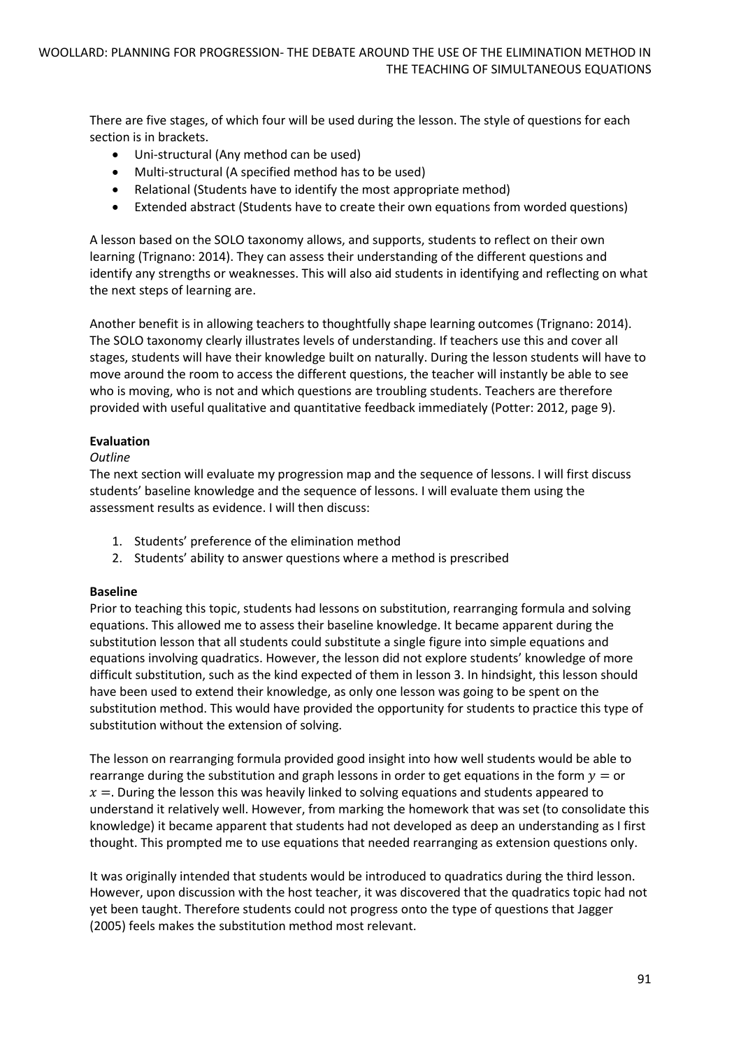There are five stages, of which four will be used during the lesson. The style of questions for each section is in brackets.

- Uni-structural (Any method can be used)
- Multi-structural (A specified method has to be used)
- Relational (Students have to identify the most appropriate method)
- Extended abstract (Students have to create their own equations from worded questions)

A lesson based on the SOLO taxonomy allows, and supports, students to reflect on their own learning (Trignano: 2014). They can assess their understanding of the different questions and identify any strengths or weaknesses. This will also aid students in identifying and reflecting on what the next steps of learning are.

Another benefit is in allowing teachers to thoughtfully shape learning outcomes (Trignano: 2014). The SOLO taxonomy clearly illustrates levels of understanding. If teachers use this and cover all stages, students will have their knowledge built on naturally. During the lesson students will have to move around the room to access the different questions, the teacher will instantly be able to see who is moving, who is not and which questions are troubling students. Teachers are therefore provided with useful qualitative and quantitative feedback immediately (Potter: 2012, page 9).

**Evaluation**

*Outline*

The next section will evaluate my progression map and the sequence of lessons. I will first discuss students' baseline knowledge and the sequence of lessons. I will evaluate them using the assessment results as evidence. I will then discuss:

1. Students' preference of the elimination method
2. Students' ability to answer questions where a method is prescribed

**Baseline**

Prior to teaching this topic, students had lessons on substitution, rearranging formula and solving equations. This allowed me to assess their baseline knowledge. It became apparent during the substitution lesson that all students could substitute a single figure into simple equations and equations involving quadratics. However, the lesson did not explore students' knowledge of more difficult substitution, such as the kind expected of them in lesson 3. In hindsight, this lesson should have been used to extend their knowledge, as only one lesson was going to be spent on the substitution method. This would have provided the opportunity for students to practice this type of substitution without the extension of solving.

The lesson on rearranging formula provided good insight into how well students would be able to rearrange during the substitution and graph lessons in order to get equations in the form $y =$ or $x =$. During the lesson this was heavily linked to solving equations and students appeared to understand it relatively well. However, from marking the homework that was set (to consolidate this knowledge) it became apparent that students had not developed as deep an understanding as I first thought. This prompted me to use equations that needed rearranging as extension questions only.

It was originally intended that students would be introduced to quadratics during the third lesson. However, upon discussion with the host teacher, it was discovered that the quadratics topic had not yet been taught. Therefore students could not progress onto the type of questions that Jagger (2005) feels makes the substitution method most relevant.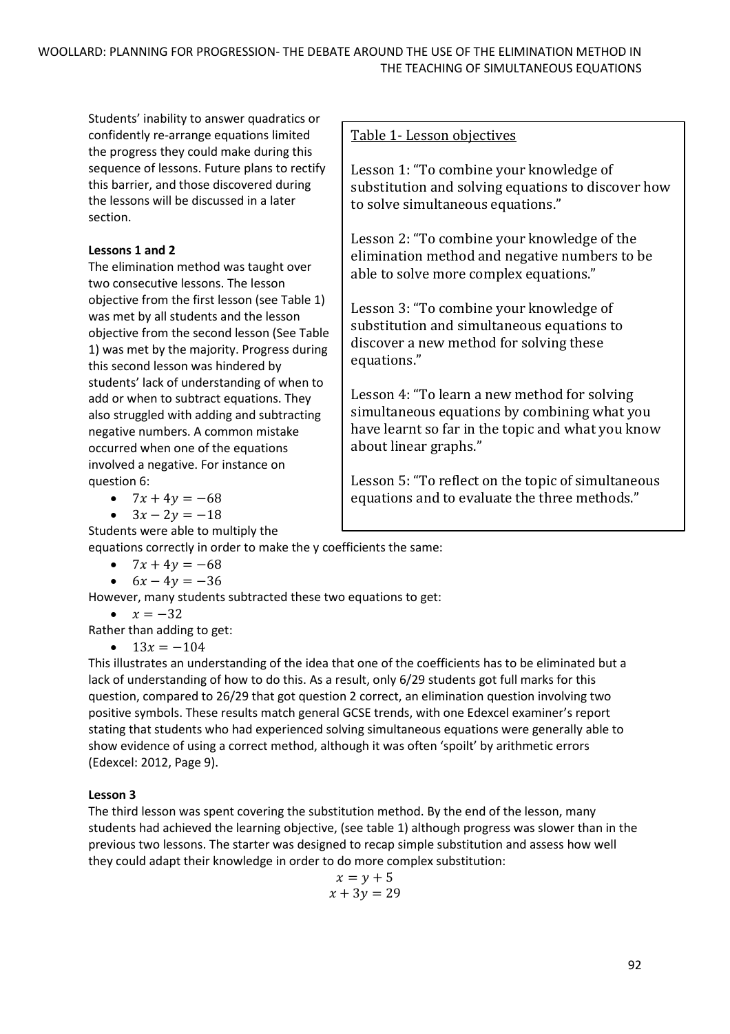Students' inability to answer quadratics or confidently re-arrange equations limited the progress they could make during this sequence of lessons. Future plans to rectify this barrier, and those discovered during the lessons will be discussed in a later section.

Table 1- Lesson objectives

Lesson 1: "To combine your knowledge of substitution and solving equations to discover how to solve simultaneous equations."

Lesson 2: "To combine your knowledge of the elimination method and negative numbers to be able to solve more complex equations."

Lesson 3: "To combine your knowledge of substitution and simultaneous equations to discover a new method for solving these equations."

Lesson 4: "To learn a new method for solving simultaneous equations by combining what you have learnt so far in the topic and what you know about linear graphs."

Lesson 5: "To reflect on the topic of simultaneous equations and to evaluate the three methods."

**Lessons 1 and 2**

The elimination method was taught over two consecutive lessons. The lesson objective from the first lesson (see Table 1) was met by all students and the lesson objective from the second lesson (See Table 1) was met by the majority. Progress during this second lesson was hindered by students' lack of understanding of when to add or when to subtract equations. They also struggled with adding and subtracting negative numbers. A common mistake occurred when one of the equations involved a negative. For instance on question 6:

- $7x + 4y = -68$
- $3x - 2y = -18$

Students were able to multiply the equations correctly in order to make the y coefficients the same:

- $7x + 4y = -68$
- $6x - 4y = -36$

However, many students subtracted these two equations to get:

- $x = -32$

Rather than adding to get:

- $13x = -104$

This illustrates an understanding of the idea that one of the coefficients has to be eliminated but a lack of understanding of how to do this. As a result, only 6/29 students got full marks for this question, compared to 26/29 that got question 2 correct, an elimination question involving two positive symbols. These results match general GCSE trends, with one Edexcel examiner's report stating that students who had experienced solving simultaneous equations were generally able to show evidence of using a correct method, although it was often 'spoilt' by arithmetic errors (Edexcel: 2012, Page 9).

**Lesson 3**

The third lesson was spent covering the substitution method. By the end of the lesson, many students had achieved the learning objective, (see table 1) although progress was slower than in the previous two lessons. The starter was designed to recap simple substitution and assess how well they could adapt their knowledge in order to do more complex substitution:

$$x = y + 5$$
$$x + 3y = 29$$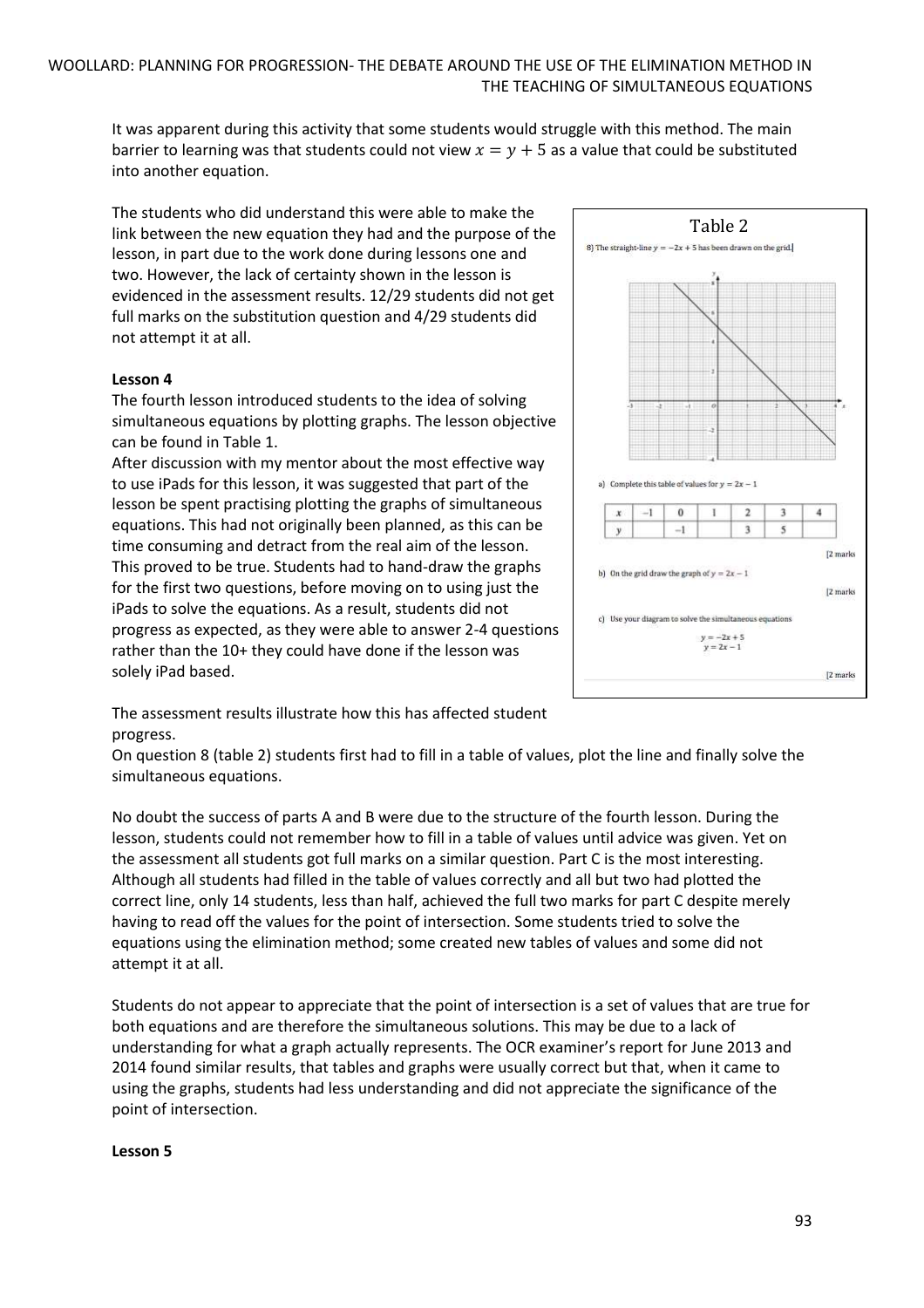It was apparent during this activity that some students would struggle with this method. The main barrier to learning was that students could not view $x = y + 5$ as a value that could be substituted into another equation.

The students who did understand this were able to make the link between the new equation they had and the purpose of the lesson, in part due to the work done during lessons one and two. However, the lack of certainty shown in the lesson is evidenced in the assessment results. 12/29 students did not get full marks on the substitution question and 4/29 students did not attempt it at all.

**Lesson 4**

The fourth lesson introduced students to the idea of solving simultaneous equations by plotting graphs. The lesson objective can be found in Table 1.

After discussion with my mentor about the most effective way to use iPads for this lesson, it was suggested that part of the lesson be spent practising plotting the graphs of simultaneous equations. This had not originally been planned, as this can be time consuming and detract from the real aim of the lesson. This proved to be true. Students had to hand-draw the graphs for the first two questions, before moving on to using just the iPads to solve the equations. As a result, students did not progress as expected, as they were able to answer 2-4 questions rather than the 10+ they could have done if the lesson was solely iPad based.

Table 2

8) The straight-line $y = -2x + 5$ has been drawn on the grid.

a) Complete this table of values for $y = 2x - 1$

| $x$ | $-1$ | 0 | 1 | 2 | 3 | 4 |
|---|---|---|---|---|---|---|
| $y$ | | $-1$ | | 3 | 5 | |

[2 marks]

b) On the grid draw the graph of $y = 2x - 1$

[2 marks]

c) Use your diagram to solve the simultaneous equations

$$y = -2x + 5$$
$$y = 2x - 1$$

[2 marks]

The assessment results illustrate how this has affected student progress.

On question 8 (table 2) students first had to fill in a table of values, plot the line and finally solve the simultaneous equations.

No doubt the success of parts A and B were due to the structure of the fourth lesson. During the lesson, students could not remember how to fill in a table of values until advice was given. Yet on the assessment all students got full marks on a similar question. Part C is the most interesting. Although all students had filled in the table of values correctly and all but two had plotted the correct line, only 14 students, less than half, achieved the full two marks for part C despite merely having to read off the values for the point of intersection. Some students tried to solve the equations using the elimination method; some created new tables of values and some did not attempt it at all.

Students do not appear to appreciate that the point of intersection is a set of values that are true for both equations and are therefore the simultaneous solutions. This may be due to a lack of understanding for what a graph actually represents. The OCR examiner's report for June 2013 and 2014 found similar results, that tables and graphs were usually correct but that, when it came to using the graphs, students had less understanding and did not appreciate the significance of the point of intersection.

**Lesson 5**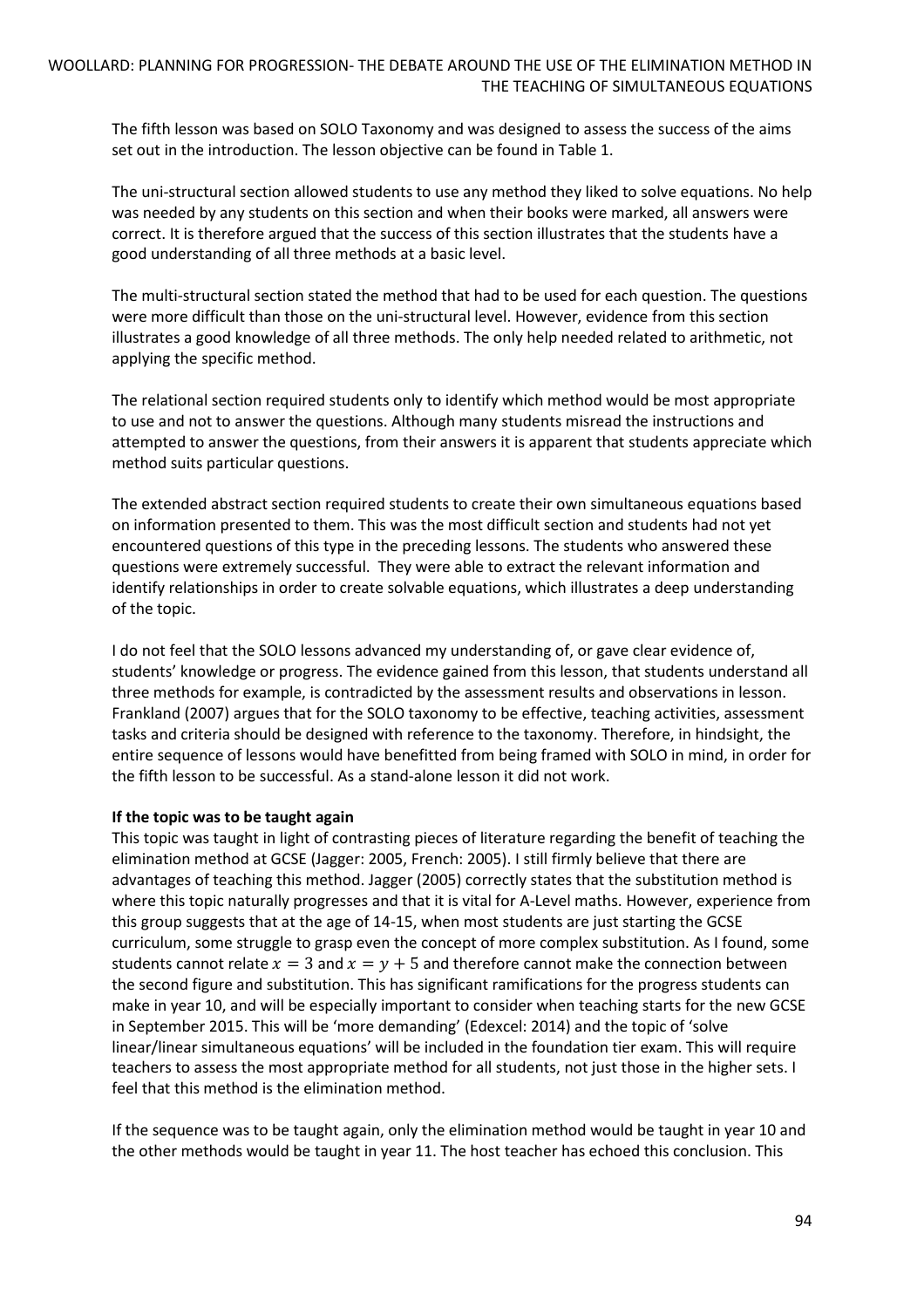The fifth lesson was based on SOLO Taxonomy and was designed to assess the success of the aims set out in the introduction. The lesson objective can be found in Table 1.

The uni-structural section allowed students to use any method they liked to solve equations. No help was needed by any students on this section and when their books were marked, all answers were correct. It is therefore argued that the success of this section illustrates that the students have a good understanding of all three methods at a basic level.

The multi-structural section stated the method that had to be used for each question. The questions were more difficult than those on the uni-structural level. However, evidence from this section illustrates a good knowledge of all three methods. The only help needed related to arithmetic, not applying the specific method.

The relational section required students only to identify which method would be most appropriate to use and not to answer the questions. Although many students misread the instructions and attempted to answer the questions, from their answers it is apparent that students appreciate which method suits particular questions.

The extended abstract section required students to create their own simultaneous equations based on information presented to them. This was the most difficult section and students had not yet encountered questions of this type in the preceding lessons. The students who answered these questions were extremely successful. They were able to extract the relevant information and identify relationships in order to create solvable equations, which illustrates a deep understanding of the topic.

I do not feel that the SOLO lessons advanced my understanding of, or gave clear evidence of, students' knowledge or progress. The evidence gained from this lesson, that students understand all three methods for example, is contradicted by the assessment results and observations in lesson. Frankland (2007) argues that for the SOLO taxonomy to be effective, teaching activities, assessment tasks and criteria should be designed with reference to the taxonomy. Therefore, in hindsight, the entire sequence of lessons would have benefitted from being framed with SOLO in mind, in order for the fifth lesson to be successful. As a stand-alone lesson it did not work.

**If the topic was to be taught again**

This topic was taught in light of contrasting pieces of literature regarding the benefit of teaching the elimination method at GCSE (Jagger: 2005, French: 2005). I still firmly believe that there are advantages of teaching this method. Jagger (2005) correctly states that the substitution method is where this topic naturally progresses and that it is vital for A-Level maths. However, experience from this group suggests that at the age of 14-15, when most students are just starting the GCSE curriculum, some struggle to grasp even the concept of more complex substitution. As I found, some students cannot relate $x = 3$ and $x = y + 5$ and therefore cannot make the connection between the second figure and substitution. This has significant ramifications for the progress students can make in year 10, and will be especially important to consider when teaching starts for the new GCSE in September 2015. This will be 'more demanding' (Edexcel: 2014) and the topic of 'solve linear/linear simultaneous equations' will be included in the foundation tier exam. This will require teachers to assess the most appropriate method for all students, not just those in the higher sets. I feel that this method is the elimination method.

If the sequence was to be taught again, only the elimination method would be taught in year 10 and the other methods would be taught in year 11. The host teacher has echoed this conclusion. This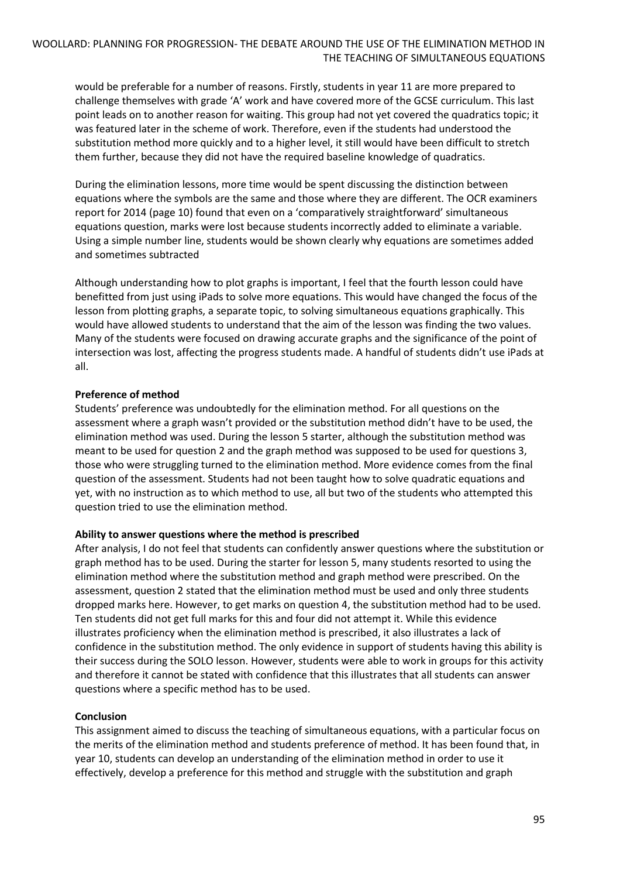would be preferable for a number of reasons. Firstly, students in year 11 are more prepared to challenge themselves with grade 'A' work and have covered more of the GCSE curriculum. This last point leads on to another reason for waiting. This group had not yet covered the quadratics topic; it was featured later in the scheme of work. Therefore, even if the students had understood the substitution method more quickly and to a higher level, it still would have been difficult to stretch them further, because they did not have the required baseline knowledge of quadratics.

During the elimination lessons, more time would be spent discussing the distinction between equations where the symbols are the same and those where they are different. The OCR examiners report for 2014 (page 10) found that even on a 'comparatively straightforward' simultaneous equations question, marks were lost because students incorrectly added to eliminate a variable. Using a simple number line, students would be shown clearly why equations are sometimes added and sometimes subtracted

Although understanding how to plot graphs is important, I feel that the fourth lesson could have benefitted from just using iPads to solve more equations. This would have changed the focus of the lesson from plotting graphs, a separate topic, to solving simultaneous equations graphically. This would have allowed students to understand that the aim of the lesson was finding the two values. Many of the students were focused on drawing accurate graphs and the significance of the point of intersection was lost, affecting the progress students made. A handful of students didn't use iPads at all.

**Preference of method**

Students' preference was undoubtedly for the elimination method. For all questions on the assessment where a graph wasn't provided or the substitution method didn't have to be used, the elimination method was used. During the lesson 5 starter, although the substitution method was meant to be used for question 2 and the graph method was supposed to be used for questions 3, those who were struggling turned to the elimination method. More evidence comes from the final question of the assessment. Students had not been taught how to solve quadratic equations and yet, with no instruction as to which method to use, all but two of the students who attempted this question tried to use the elimination method.

**Ability to answer questions where the method is prescribed**

After analysis, I do not feel that students can confidently answer questions where the substitution or graph method has to be used. During the starter for lesson 5, many students resorted to using the elimination method where the substitution method and graph method were prescribed. On the assessment, question 2 stated that the elimination method must be used and only three students dropped marks here. However, to get marks on question 4, the substitution method had to be used. Ten students did not get full marks for this and four did not attempt it. While this evidence illustrates proficiency when the elimination method is prescribed, it also illustrates a lack of confidence in the substitution method. The only evidence in support of students having this ability is their success during the SOLO lesson. However, students were able to work in groups for this activity and therefore it cannot be stated with confidence that this illustrates that all students can answer questions where a specific method has to be used.

**Conclusion**

This assignment aimed to discuss the teaching of simultaneous equations, with a particular focus on the merits of the elimination method and students preference of method. It has been found that, in year 10, students can develop an understanding of the elimination method in order to use it effectively, develop a preference for this method and struggle with the substitution and graph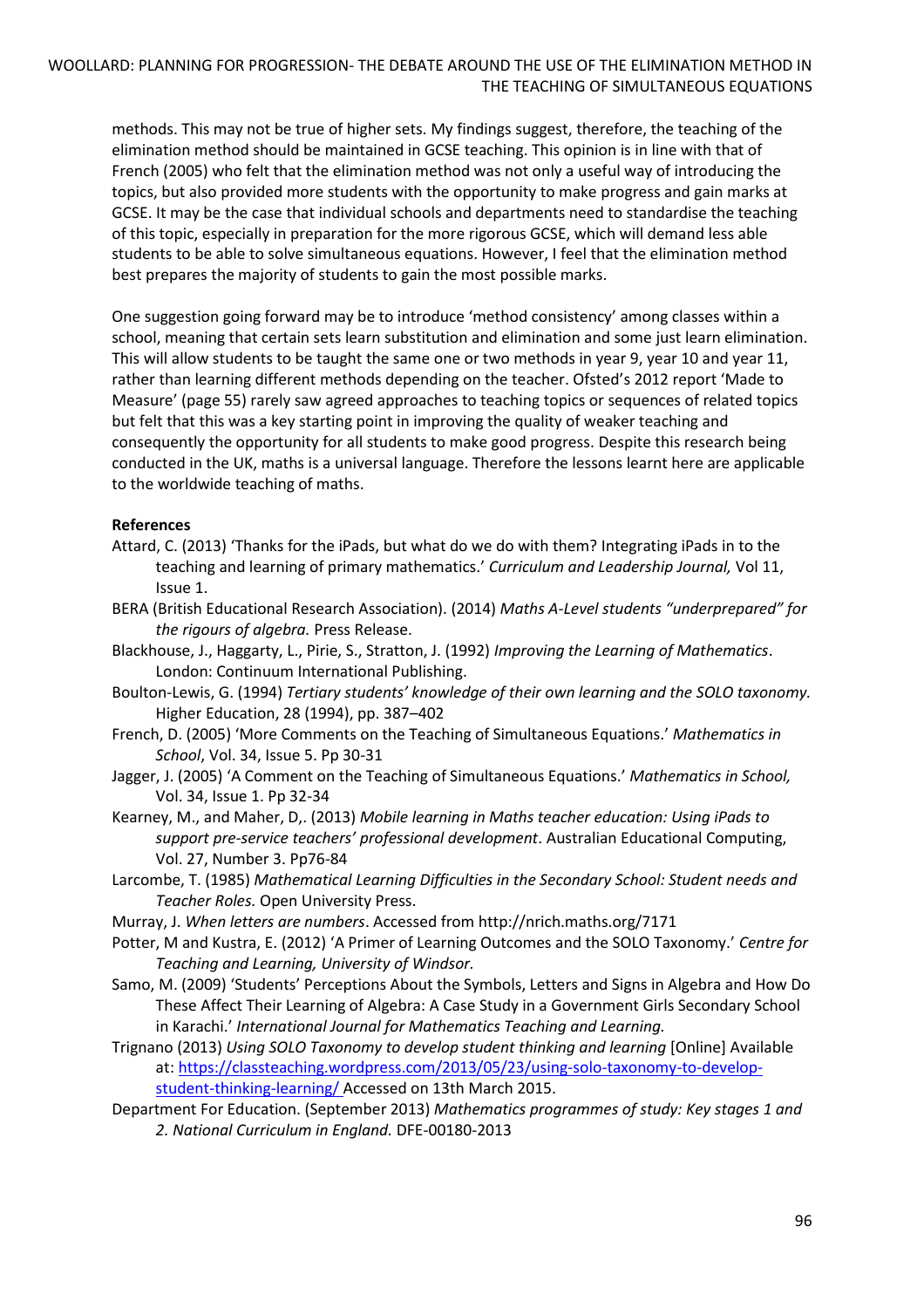methods. This may not be true of higher sets. My findings suggest, therefore, the teaching of the elimination method should be maintained in GCSE teaching. This opinion is in line with that of French (2005) who felt that the elimination method was not only a useful way of introducing the topics, but also provided more students with the opportunity to make progress and gain marks at GCSE. It may be the case that individual schools and departments need to standardise the teaching of this topic, especially in preparation for the more rigorous GCSE, which will demand less able students to be able to solve simultaneous equations. However, I feel that the elimination method best prepares the majority of students to gain the most possible marks.

One suggestion going forward may be to introduce 'method consistency' among classes within a school, meaning that certain sets learn substitution and elimination and some just learn elimination. This will allow students to be taught the same one or two methods in year 9, year 10 and year 11, rather than learning different methods depending on the teacher. Ofsted's 2012 report 'Made to Measure' (page 55) rarely saw agreed approaches to teaching topics or sequences of related topics but felt that this was a key starting point in improving the quality of weaker teaching and consequently the opportunity for all students to make good progress. Despite this research being conducted in the UK, maths is a universal language. Therefore the lessons learnt here are applicable to the worldwide teaching of maths.

**References**

Attard, C. (2013) 'Thanks for the iPads, but what do we do with them? Integrating iPads in to the teaching and learning of primary mathematics.' *Curriculum and Leadership Journal,* Vol 11, Issue 1.

BERA (British Educational Research Association). (2014) *Maths A-Level students "underprepared" for the rigours of algebra.* Press Release.

Blackhouse, J., Haggarty, L., Pirie, S., Stratton, J. (1992) *Improving the Learning of Mathematics*. London: Continuum International Publishing.

Boulton-Lewis, G. (1994) *Tertiary students' knowledge of their own learning and the SOLO taxonomy.* Higher Education, 28 (1994), pp. 387–402

French, D. (2005) 'More Comments on the Teaching of Simultaneous Equations.' *Mathematics in School*, Vol. 34, Issue 5. Pp 30-31

Jagger, J. (2005) 'A Comment on the Teaching of Simultaneous Equations.' *Mathematics in School,* Vol. 34, Issue 1. Pp 32-34

Kearney, M., and Maher, D,. (2013) *Mobile learning in Maths teacher education: Using iPads to support pre-service teachers' professional development*. Australian Educational Computing, Vol. 27, Number 3. Pp76-84

Larcombe, T. (1985) *Mathematical Learning Difficulties in the Secondary School: Student needs and Teacher Roles.* Open University Press.

Murray, J. *When letters are numbers*. Accessed from http://nrich.maths.org/7171

Potter, M and Kustra, E. (2012) 'A Primer of Learning Outcomes and the SOLO Taxonomy.' *Centre for Teaching and Learning, University of Windsor.*

Samo, M. (2009) 'Students' Perceptions About the Symbols, Letters and Signs in Algebra and How Do These Affect Their Learning of Algebra: A Case Study in a Government Girls Secondary School in Karachi.' *International Journal for Mathematics Teaching and Learning.*

Trignano (2013) *Using SOLO Taxonomy to develop student thinking and learning* [Online] Available at: https://classteaching.wordpress.com/2013/05/23/using-solo-taxonomy-to-develop-student-thinking-learning/ Accessed on 13th March 2015.

Department For Education. (September 2013) *Mathematics programmes of study: Key stages 1 and 2. National Curriculum in England.* DFE-00180-2013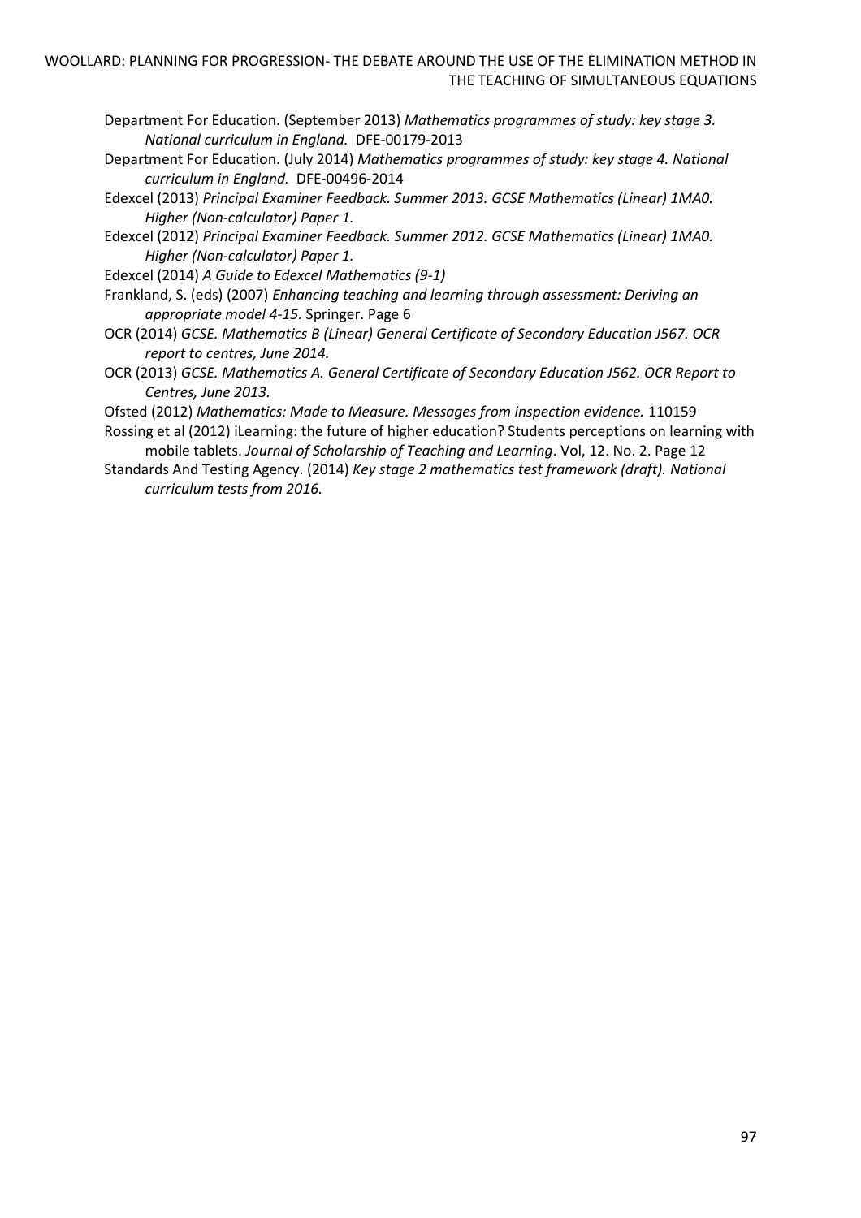Department For Education. (September 2013) *Mathematics programmes of study: key stage 3. National curriculum in England.* DFE-00179-2013

Department For Education. (July 2014) *Mathematics programmes of study: key stage 4. National curriculum in England.* DFE-00496-2014

Edexcel (2013) *Principal Examiner Feedback. Summer 2013. GCSE Mathematics (Linear) 1MA0. Higher (Non-calculator) Paper 1.*

Edexcel (2012) *Principal Examiner Feedback. Summer 2012. GCSE Mathematics (Linear) 1MA0. Higher (Non-calculator) Paper 1.*

Edexcel (2014) *A Guide to Edexcel Mathematics (9-1)*

Frankland, S. (eds) (2007) *Enhancing teaching and learning through assessment: Deriving an appropriate model 4-15*. Springer. Page 6

OCR (2014) *GCSE. Mathematics B (Linear) General Certificate of Secondary Education J567. OCR report to centres, June 2014.*

OCR (2013) *GCSE. Mathematics A. General Certificate of Secondary Education J562. OCR Report to Centres, June 2013.*

Ofsted (2012) *Mathematics: Made to Measure. Messages from inspection evidence.* 110159

Rossing et al (2012) iLearning: the future of higher education? Students perceptions on learning with mobile tablets. *Journal of Scholarship of Teaching and Learning*. Vol, 12. No. 2. Page 12

Standards And Testing Agency. (2014) *Key stage 2 mathematics test framework (draft). National curriculum tests from 2016.*